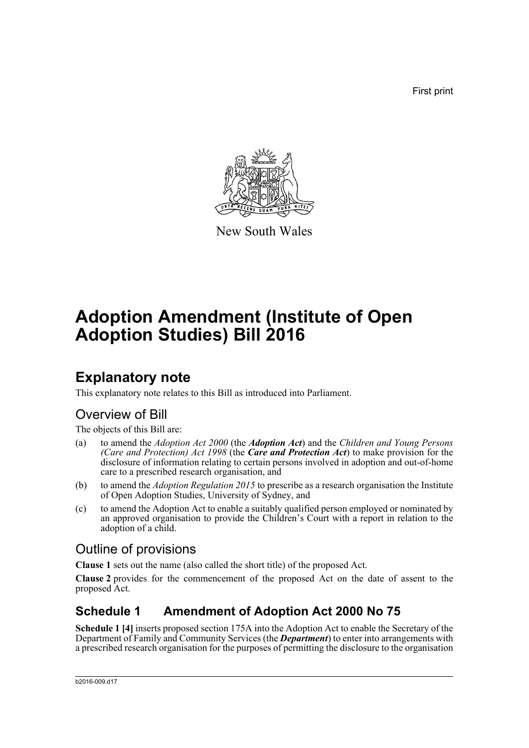First print

New South Wales

# Adoption Amendment (Institute of Open Adoption Studies) Bill 2016

## Explanatory note

This explanatory note relates to this Bill as introduced into Parliament.

### Overview of Bill

The objects of this Bill are:

(a) to amend the *Adoption Act 2000* (the ***Adoption Act***) and the *Children and Young Persons (Care and Protection) Act 1998* (the ***Care and Protection Act***) to make provision for the disclosure of information relating to certain persons involved in adoption and out-of-home care to a prescribed research organisation, and

(b) to amend the *Adoption Regulation 2015* to prescribe as a research organisation the Institute of Open Adoption Studies, University of Sydney, and

(c) to amend the Adoption Act to enable a suitably qualified person employed or nominated by an approved organisation to provide the Children's Court with a report in relation to the adoption of a child.

### Outline of provisions

**Clause 1** sets out the name (also called the short title) of the proposed Act.

**Clause 2** provides for the commencement of the proposed Act on the date of assent to the proposed Act.

## Schedule 1 Amendment of Adoption Act 2000 No 75

**Schedule 1 [4]** inserts proposed section 175A into the Adoption Act to enable the Secretary of the Department of Family and Community Services (the ***Department***) to enter into arrangements with a prescribed research organisation for the purposes of permitting the disclosure to the organisation

b2016-009.d17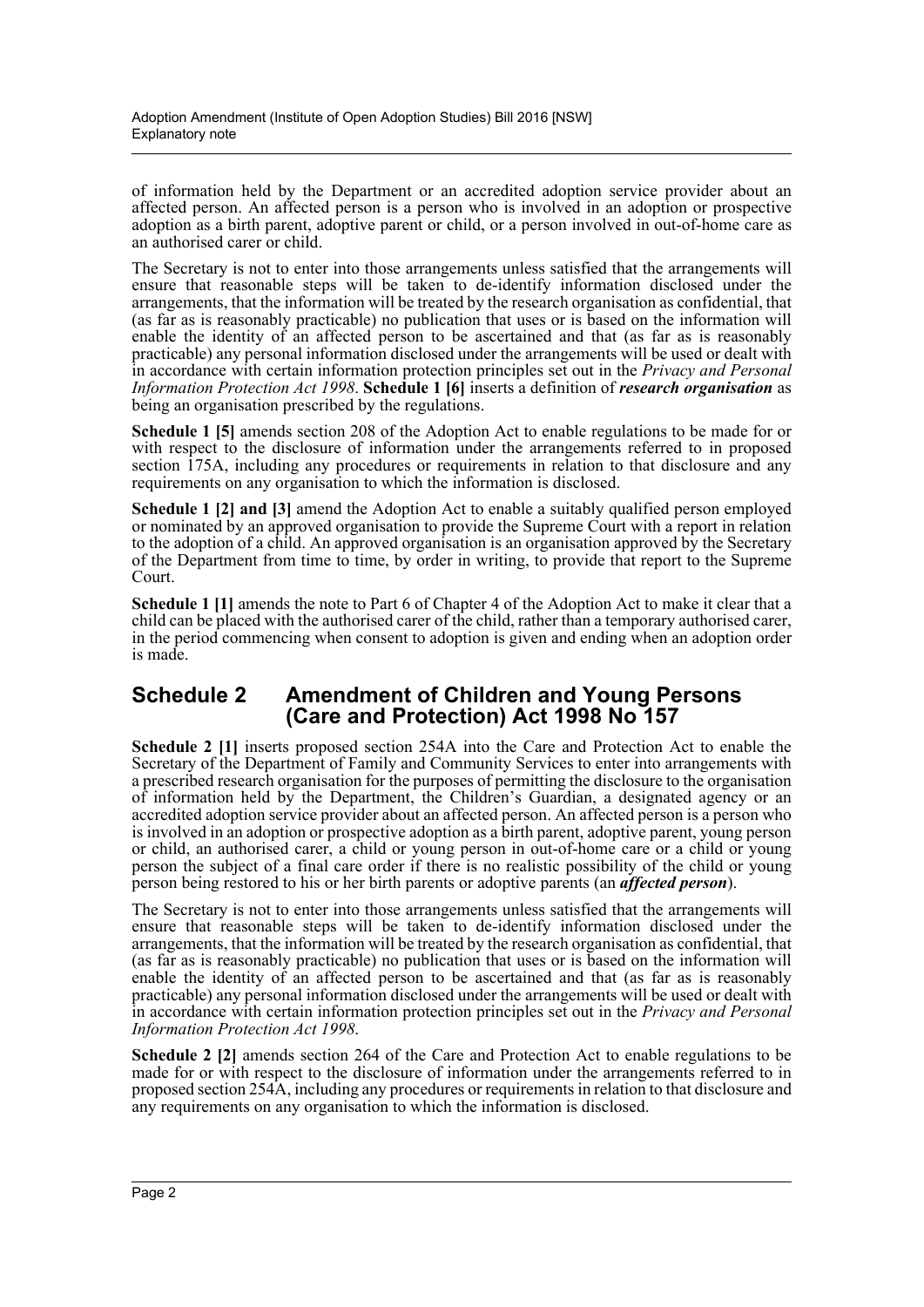of information held by the Department or an accredited adoption service provider about an affected person. An affected person is a person who is involved in an adoption or prospective adoption as a birth parent, adoptive parent or child, or a person involved in out-of-home care as an authorised carer or child.

The Secretary is not to enter into those arrangements unless satisfied that the arrangements will ensure that reasonable steps will be taken to de-identify information disclosed under the arrangements, that the information will be treated by the research organisation as confidential, that (as far as is reasonably practicable) no publication that uses or is based on the information will enable the identity of an affected person to be ascertained and that (as far as is reasonably practicable) any personal information disclosed under the arrangements will be used or dealt with in accordance with certain information protection principles set out in the *Privacy and Personal Information Protection Act 1998*. **Schedule 1 [6]** inserts a definition of ***research organisation*** as being an organisation prescribed by the regulations.

**Schedule 1 [5]** amends section 208 of the Adoption Act to enable regulations to be made for or with respect to the disclosure of information under the arrangements referred to in proposed section 175A, including any procedures or requirements in relation to that disclosure and any requirements on any organisation to which the information is disclosed.

**Schedule 1 [2] and [3]** amend the Adoption Act to enable a suitably qualified person employed or nominated by an approved organisation to provide the Supreme Court with a report in relation to the adoption of a child. An approved organisation is an organisation approved by the Secretary of the Department from time to time, by order in writing, to provide that report to the Supreme Court.

**Schedule 1 [1]** amends the note to Part 6 of Chapter 4 of the Adoption Act to make it clear that a child can be placed with the authorised carer of the child, rather than a temporary authorised carer, in the period commencing when consent to adoption is given and ending when an adoption order is made.

## Schedule 2 Amendment of Children and Young Persons (Care and Protection) Act 1998 No 157

**Schedule 2 [1]** inserts proposed section 254A into the Care and Protection Act to enable the Secretary of the Department of Family and Community Services to enter into arrangements with a prescribed research organisation for the purposes of permitting the disclosure to the organisation of information held by the Department, the Children's Guardian, a designated agency or an accredited adoption service provider about an affected person. An affected person is a person who is involved in an adoption or prospective adoption as a birth parent, adoptive parent, young person or child, an authorised carer, a child or young person in out-of-home care or a child or young person the subject of a final care order if there is no realistic possibility of the child or young person being restored to his or her birth parents or adoptive parents (an ***affected person***).

The Secretary is not to enter into those arrangements unless satisfied that the arrangements will ensure that reasonable steps will be taken to de-identify information disclosed under the arrangements, that the information will be treated by the research organisation as confidential, that (as far as is reasonably practicable) no publication that uses or is based on the information will enable the identity of an affected person to be ascertained and that (as far as is reasonably practicable) any personal information disclosed under the arrangements will be used or dealt with in accordance with certain information protection principles set out in the *Privacy and Personal Information Protection Act 1998*.

**Schedule 2 [2]** amends section 264 of the Care and Protection Act to enable regulations to be made for or with respect to the disclosure of information under the arrangements referred to in proposed section 254A, including any procedures or requirements in relation to that disclosure and any requirements on any organisation to which the information is disclosed.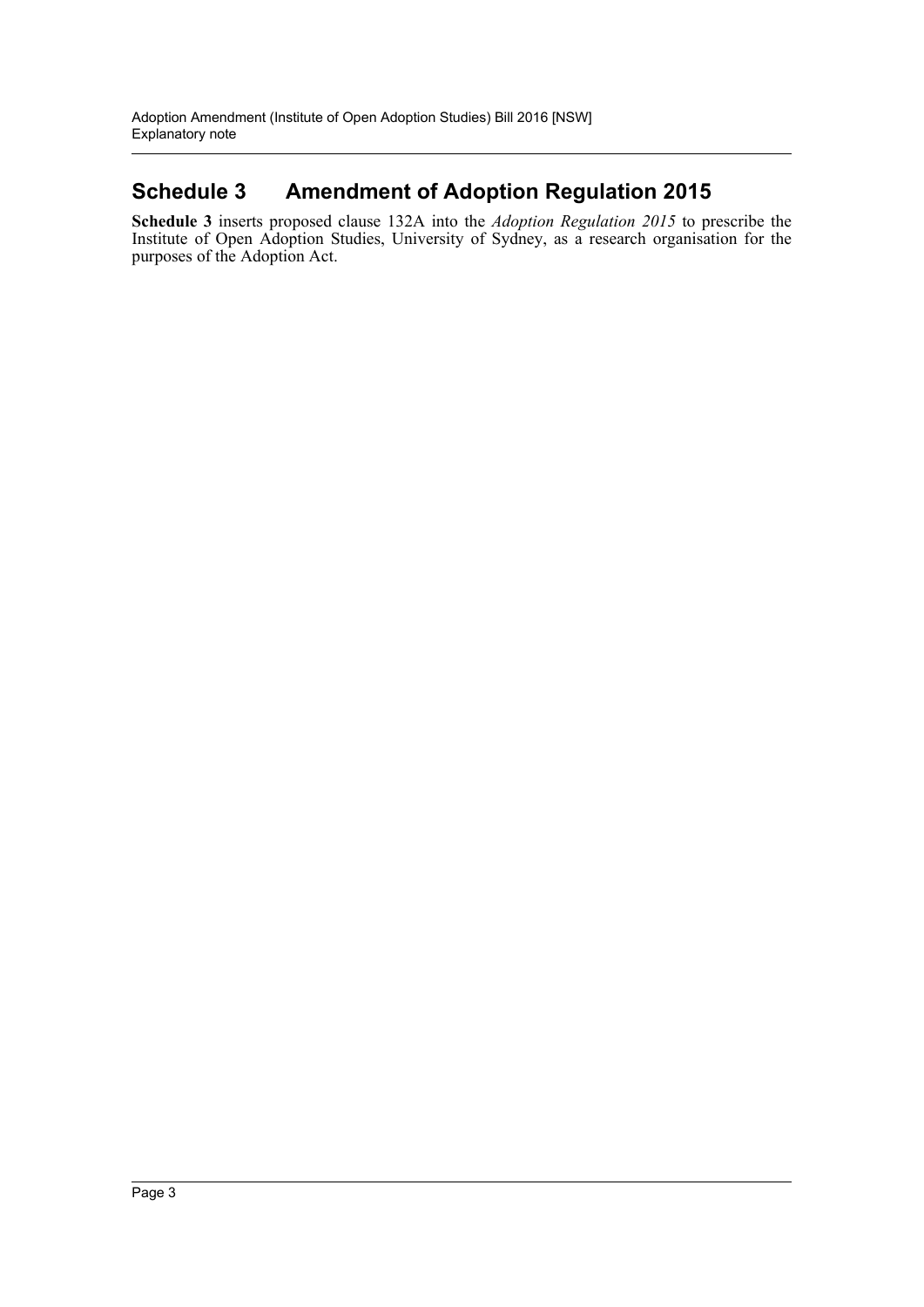## Schedule 3 Amendment of Adoption Regulation 2015

**Schedule 3** inserts proposed clause 132A into the *Adoption Regulation 2015* to prescribe the Institute of Open Adoption Studies, University of Sydney, as a research organisation for the purposes of the Adoption Act.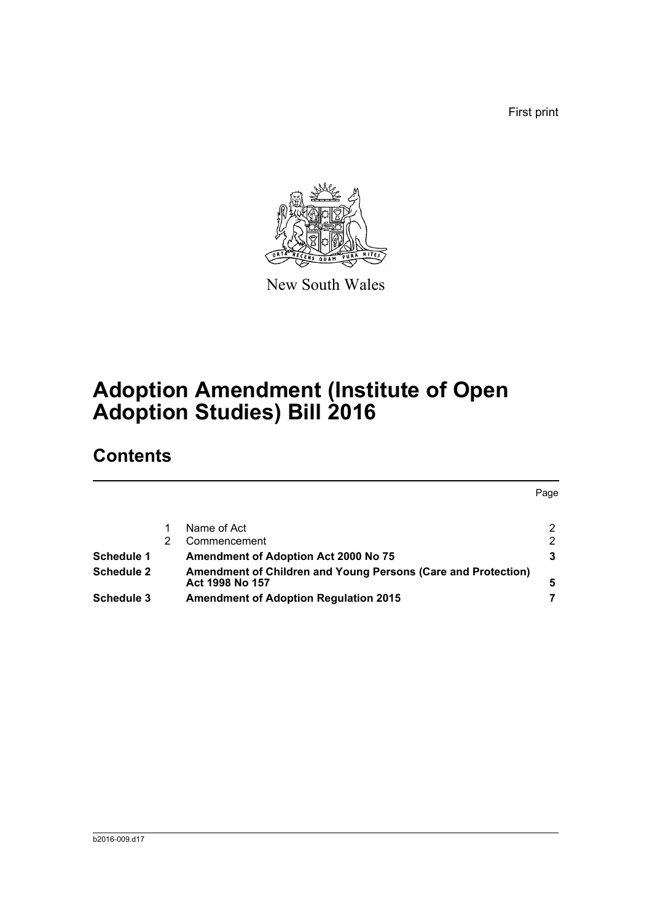First print

New South Wales

# Adoption Amendment (Institute of Open Adoption Studies) Bill 2016

## Contents

| | | | Page |
|---|---|---|---|
| | 1 | Name of Act | 2 |
| | 2 | Commencement | 2 |
| **Schedule 1** | | **Amendment of Adoption Act 2000 No 75** | **3** |
| **Schedule 2** | | **Amendment of Children and Young Persons (Care and Protection) Act 1998 No 157** | **5** |
| **Schedule 3** | | **Amendment of Adoption Regulation 2015** | **7** |

b2016-009.d17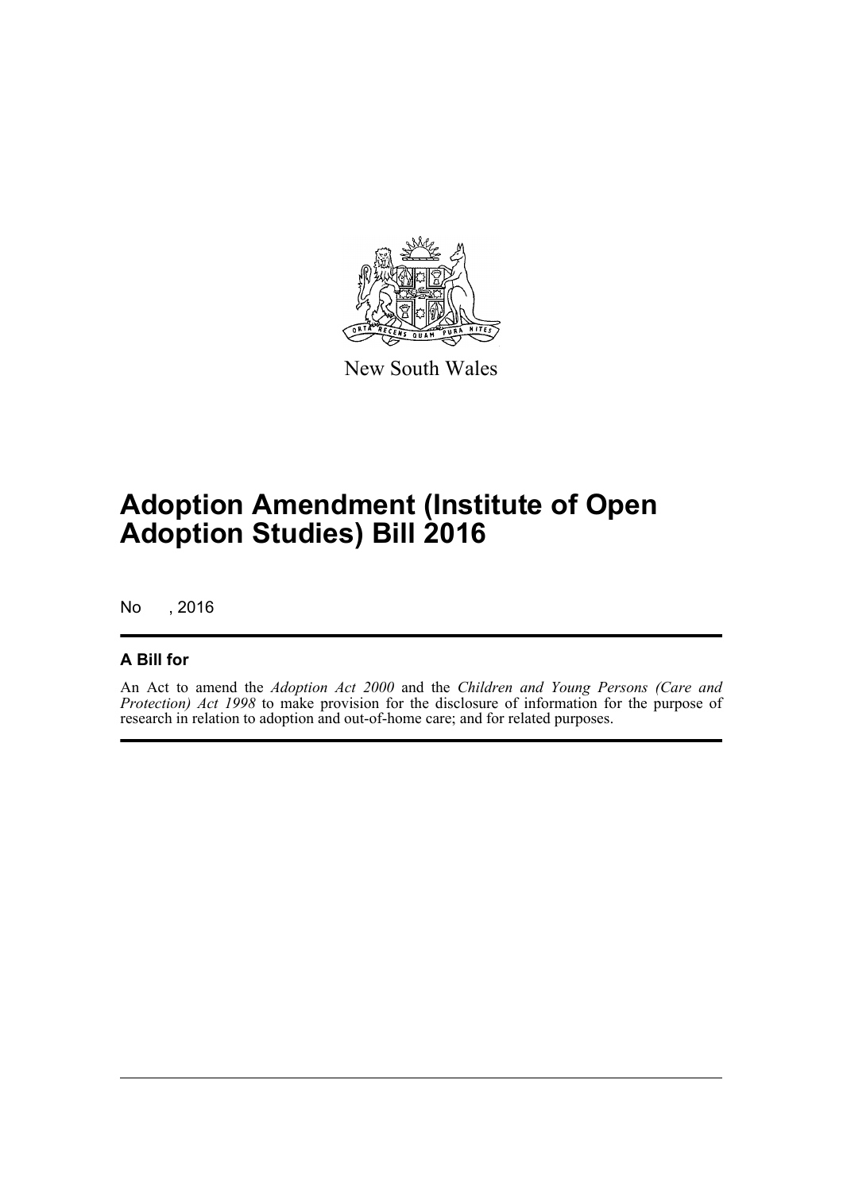New South Wales

# Adoption Amendment (Institute of Open Adoption Studies) Bill 2016

No , 2016

## A Bill for

An Act to amend the *Adoption Act 2000* and the *Children and Young Persons (Care and Protection) Act 1998* to make provision for the disclosure of information for the purpose of research in relation to adoption and out-of-home care; and for related purposes.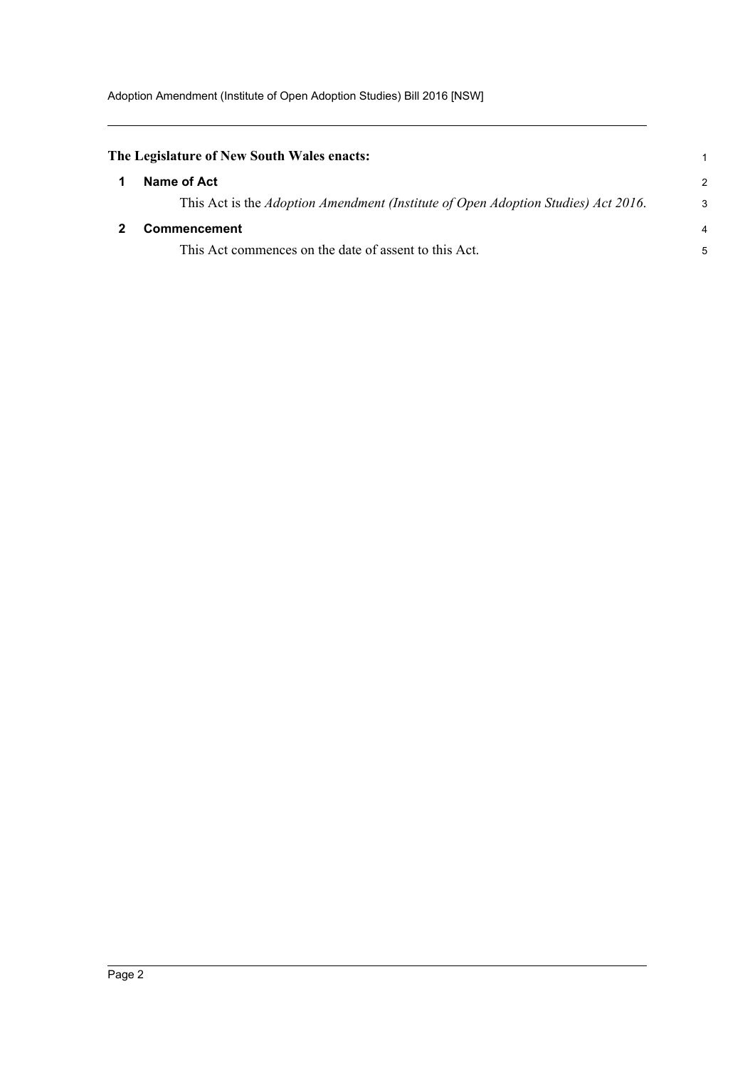**The Legislature of New South Wales enacts:**

## 1 Name of Act

This Act is the *Adoption Amendment (Institute of Open Adoption Studies) Act 2016*.

## 2 Commencement

This Act commences on the date of assent to this Act.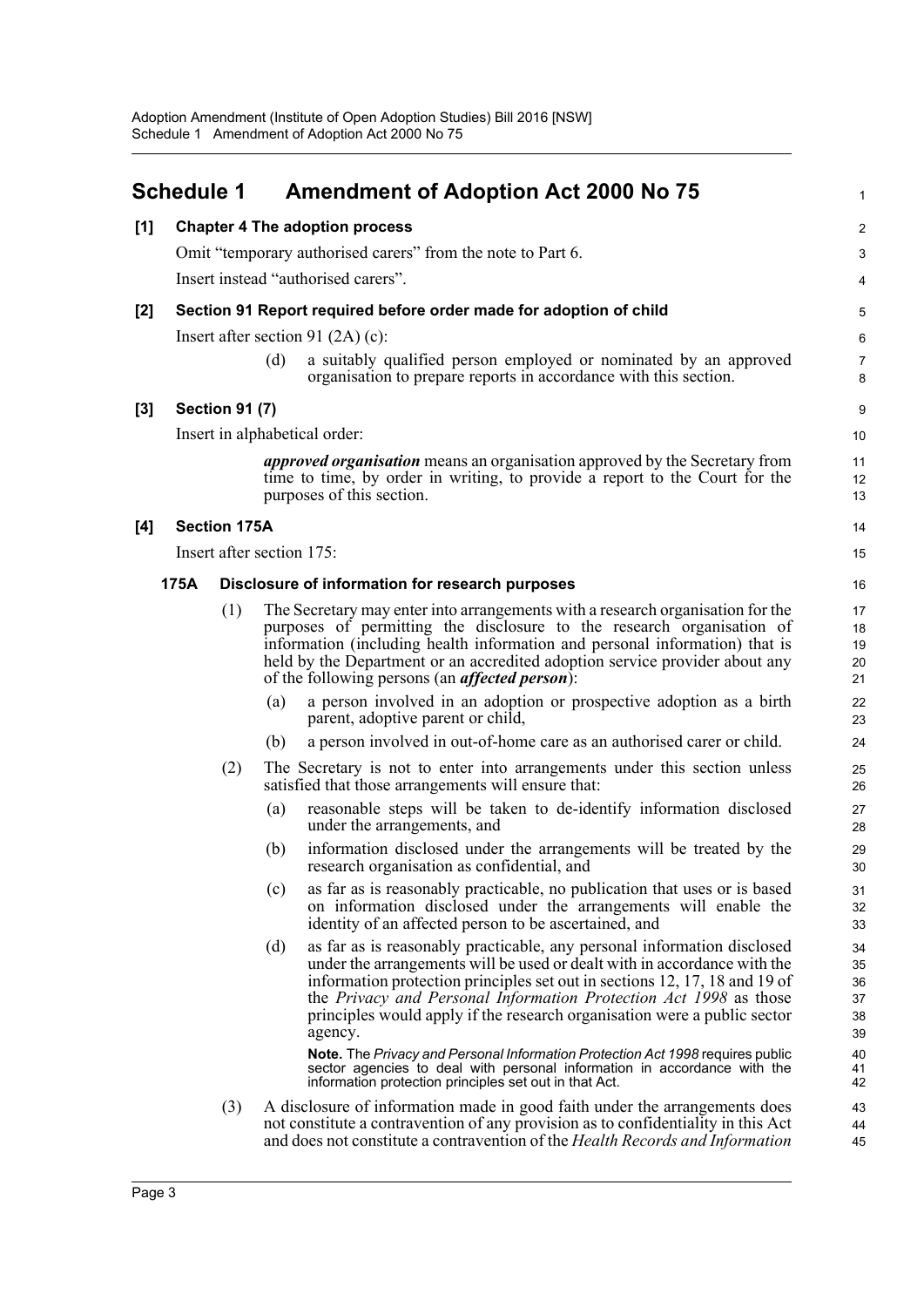## Schedule 1 Amendment of Adoption Act 2000 No 75

**[1] Chapter 4 The adoption process**

Omit "temporary authorised carers" from the note to Part 6.

Insert instead "authorised carers".

**[2] Section 91 Report required before order made for adoption of child**

Insert after section 91 (2A) (c):

(d) a suitably qualified person employed or nominated by an approved organisation to prepare reports in accordance with this section.

**[3] Section 91 (7)**

Insert in alphabetical order:

***approved organisation*** means an organisation approved by the Secretary from time to time, by order in writing, to provide a report to the Court for the purposes of this section.

**[4] Section 175A**

Insert after section 175:

**175A Disclosure of information for research purposes**

(1) The Secretary may enter into arrangements with a research organisation for the purposes of permitting the disclosure to the research organisation of information (including health information and personal information) that is held by the Department or an accredited adoption service provider about any of the following persons (an ***affected person***):

(a) a person involved in an adoption or prospective adoption as a birth parent, adoptive parent or child,

(b) a person involved in out-of-home care as an authorised carer or child.

(2) The Secretary is not to enter into arrangements under this section unless satisfied that those arrangements will ensure that:

(a) reasonable steps will be taken to de-identify information disclosed under the arrangements, and

(b) information disclosed under the arrangements will be treated by the research organisation as confidential, and

(c) as far as is reasonably practicable, no publication that uses or is based on information disclosed under the arrangements will enable the identity of an affected person to be ascertained, and

(d) as far as is reasonably practicable, any personal information disclosed under the arrangements will be used or dealt with in accordance with the information protection principles set out in sections 12, 17, 18 and 19 of the *Privacy and Personal Information Protection Act 1998* as those principles would apply if the research organisation were a public sector agency.

**Note.** The *Privacy and Personal Information Protection Act 1998* requires public sector agencies to deal with personal information in accordance with the information protection principles set out in that Act.

(3) A disclosure of information made in good faith under the arrangements does not constitute a contravention of any provision as to confidentiality in this Act and does not constitute a contravention of the *Health Records and Information*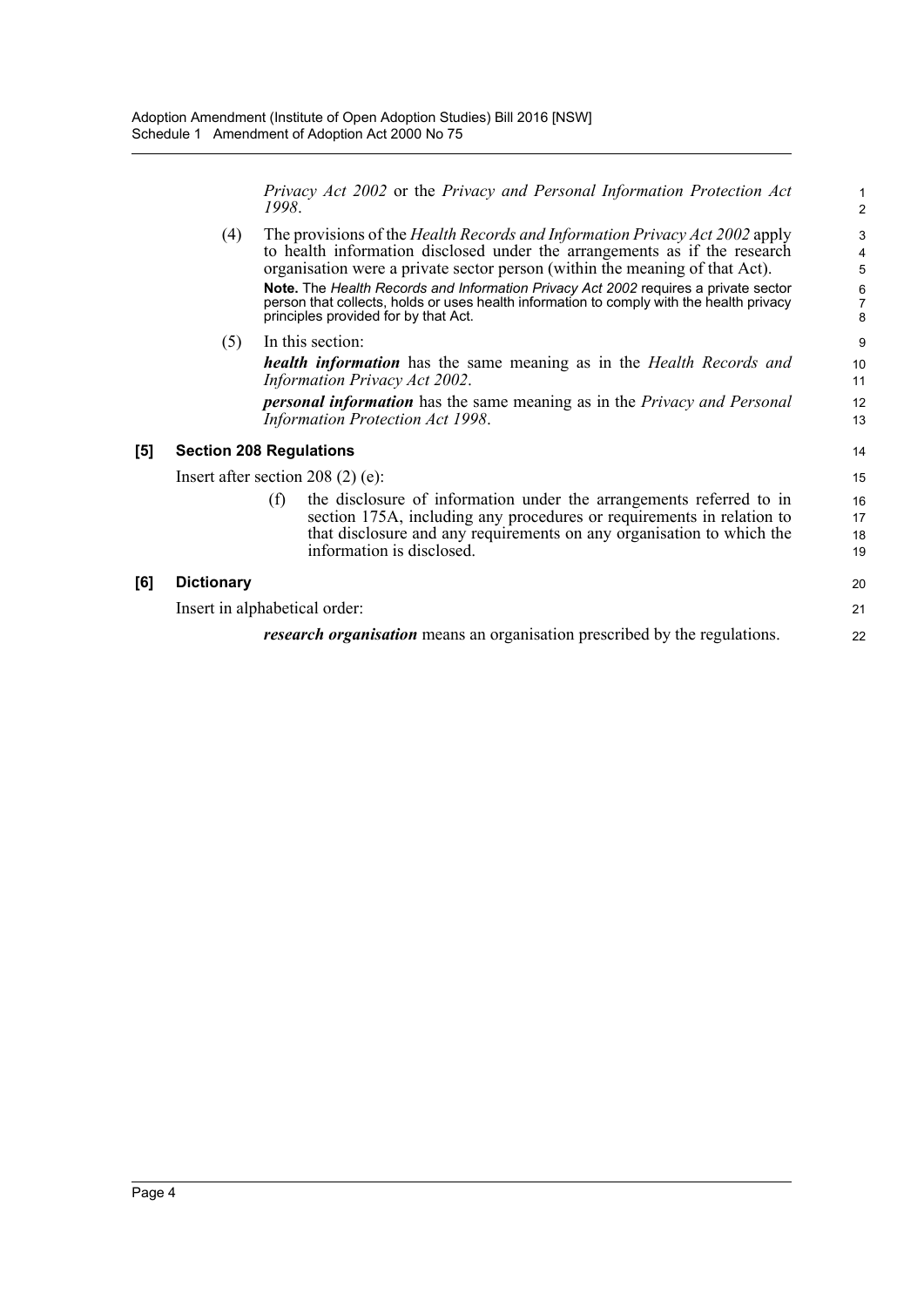*Privacy Act 2002* or the *Privacy and Personal Information Protection Act 1998*.

(4) The provisions of the *Health Records and Information Privacy Act 2002* apply to health information disclosed under the arrangements as if the research organisation were a private sector person (within the meaning of that Act).

**Note.** The *Health Records and Information Privacy Act 2002* requires a private sector person that collects, holds or uses health information to comply with the health privacy principles provided for by that Act.

(5) In this section:

***health information*** has the same meaning as in the *Health Records and Information Privacy Act 2002*.

***personal information*** has the same meaning as in the *Privacy and Personal Information Protection Act 1998*.

### [5] Section 208 Regulations

Insert after section 208 (2) (e):

(f) the disclosure of information under the arrangements referred to in section 175A, including any procedures or requirements in relation to that disclosure and any requirements on any organisation to which the information is disclosed.

### [6] Dictionary

Insert in alphabetical order:

***research organisation*** means an organisation prescribed by the regulations.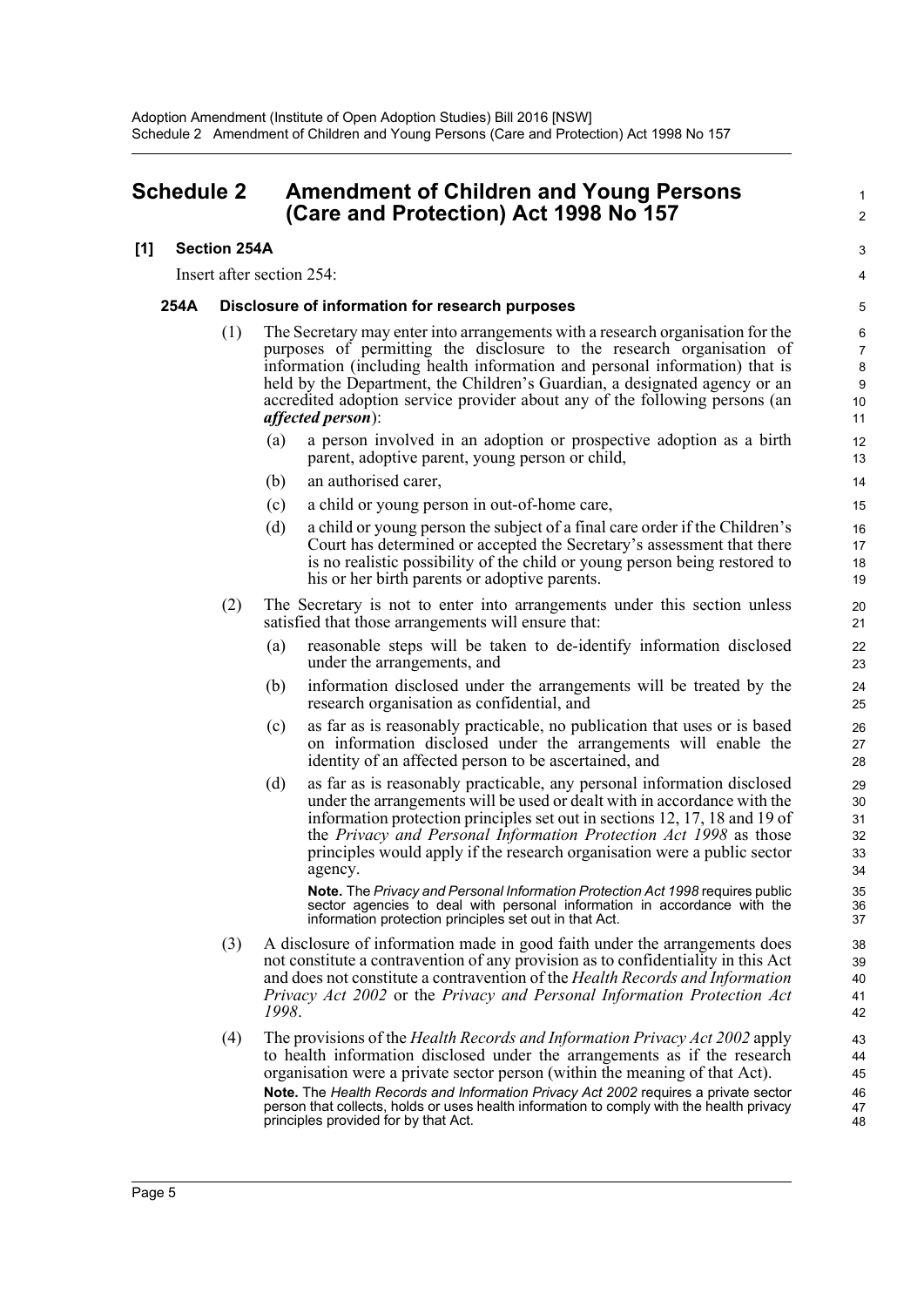# Schedule 2 Amendment of Children and Young Persons (Care and Protection) Act 1998 No 157

## [1] Section 254A

Insert after section 254:

### 254A Disclosure of information for research purposes

(1) The Secretary may enter into arrangements with a research organisation for the purposes of permitting the disclosure to the research organisation of information (including health information and personal information) that is held by the Department, the Children's Guardian, a designated agency or an accredited adoption service provider about any of the following persons (an ***affected person***):

(a) a person involved in an adoption or prospective adoption as a birth parent, adoptive parent, young person or child,

(b) an authorised carer,

(c) a child or young person in out-of-home care,

(d) a child or young person the subject of a final care order if the Children's Court has determined or accepted the Secretary's assessment that there is no realistic possibility of the child or young person being restored to his or her birth parents or adoptive parents.

(2) The Secretary is not to enter into arrangements under this section unless satisfied that those arrangements will ensure that:

(a) reasonable steps will be taken to de-identify information disclosed under the arrangements, and

(b) information disclosed under the arrangements will be treated by the research organisation as confidential, and

(c) as far as is reasonably practicable, no publication that uses or is based on information disclosed under the arrangements will enable the identity of an affected person to be ascertained, and

(d) as far as is reasonably practicable, any personal information disclosed under the arrangements will be used or dealt with in accordance with the information protection principles set out in sections 12, 17, 18 and 19 of the *Privacy and Personal Information Protection Act 1998* as those principles would apply if the research organisation were a public sector agency.

**Note.** The *Privacy and Personal Information Protection Act 1998* requires public sector agencies to deal with personal information in accordance with the information protection principles set out in that Act.

(3) A disclosure of information made in good faith under the arrangements does not constitute a contravention of any provision as to confidentiality in this Act and does not constitute a contravention of the *Health Records and Information Privacy Act 2002* or the *Privacy and Personal Information Protection Act 1998*.

(4) The provisions of the *Health Records and Information Privacy Act 2002* apply to health information disclosed under the arrangements as if the research organisation were a private sector person (within the meaning of that Act).

**Note.** The *Health Records and Information Privacy Act 2002* requires a private sector person that collects, holds or uses health information to comply with the health privacy principles provided for by that Act.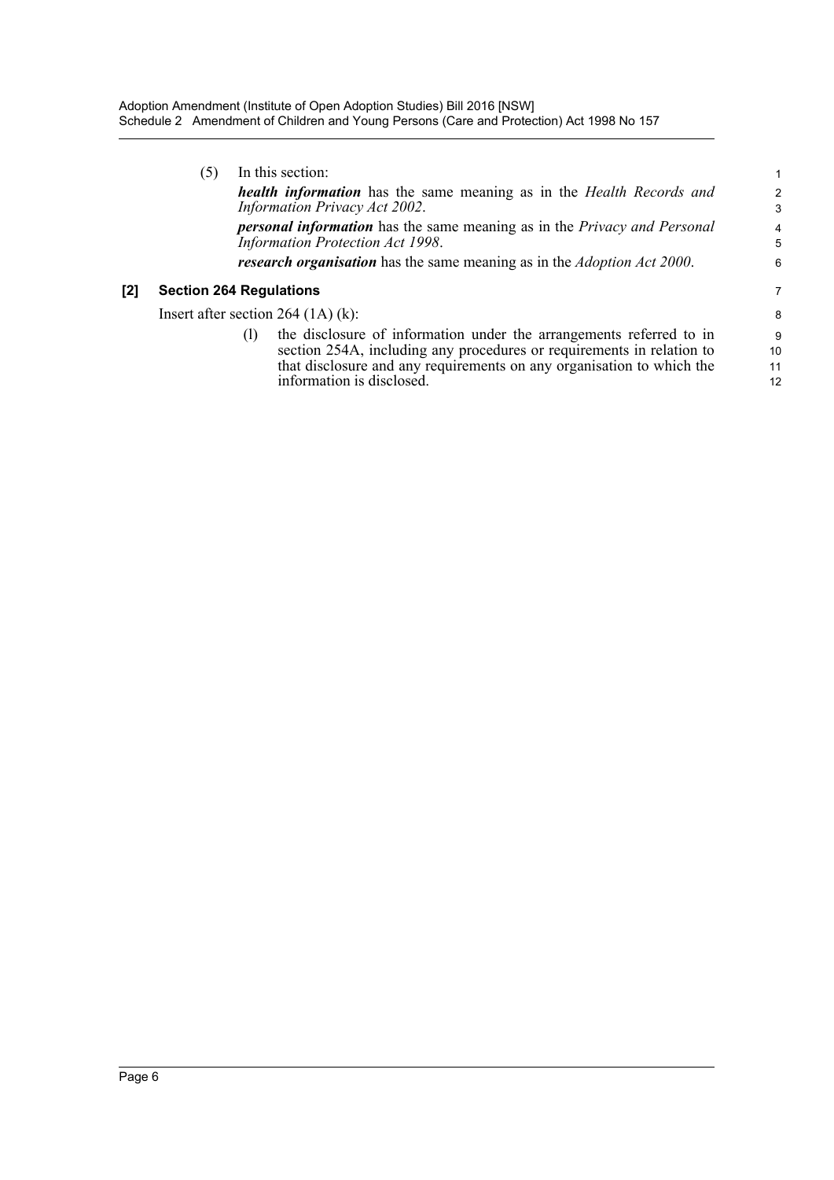(5) In this section:

***health information*** has the same meaning as in the *Health Records and Information Privacy Act 2002*.

***personal information*** has the same meaning as in the *Privacy and Personal Information Protection Act 1998*.

***research organisation*** has the same meaning as in the *Adoption Act 2000*.

### [2] Section 264 Regulations

Insert after section 264 (1A) (k):

(l) the disclosure of information under the arrangements referred to in section 254A, including any procedures or requirements in relation to that disclosure and any requirements on any organisation to which the information is disclosed.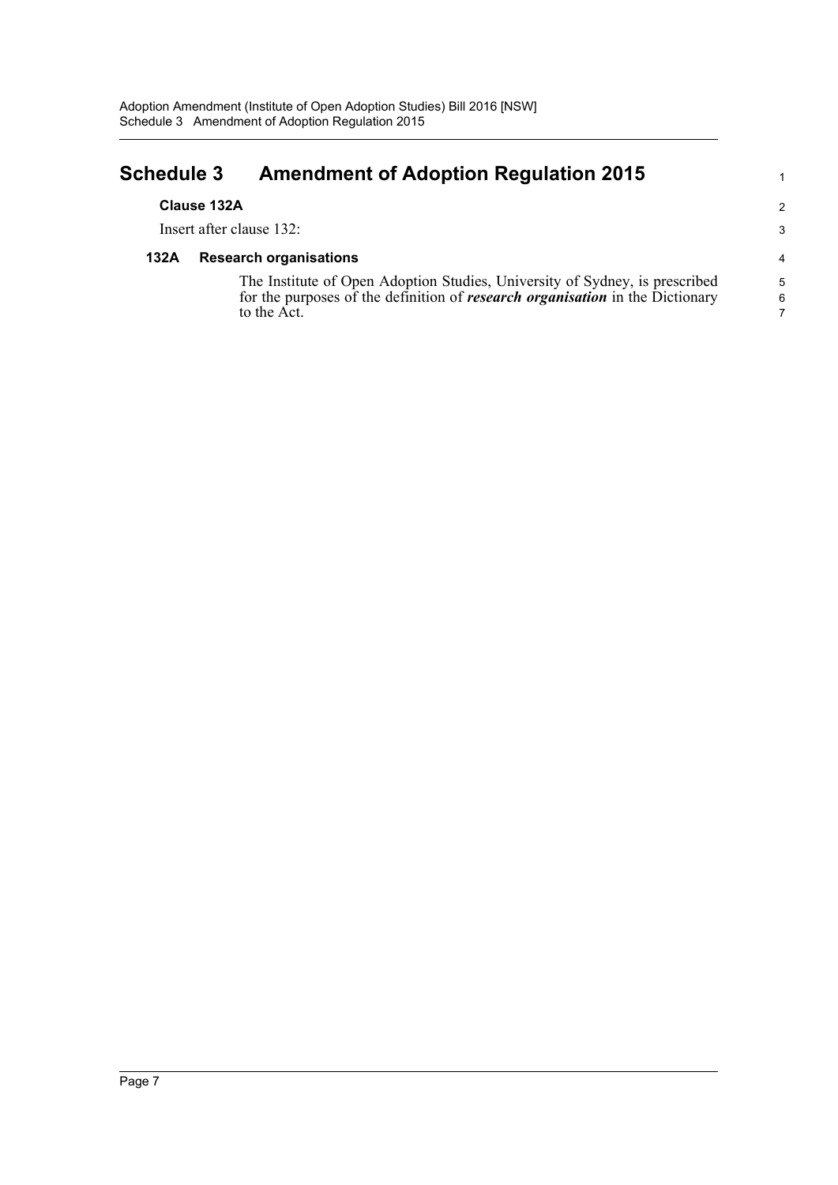# Schedule 3 Amendment of Adoption Regulation 2015

### Clause 132A

Insert after clause 132:

#### 132A Research organisations

The Institute of Open Adoption Studies, University of Sydney, is prescribed for the purposes of the definition of ***research organisation*** in the Dictionary to the Act.